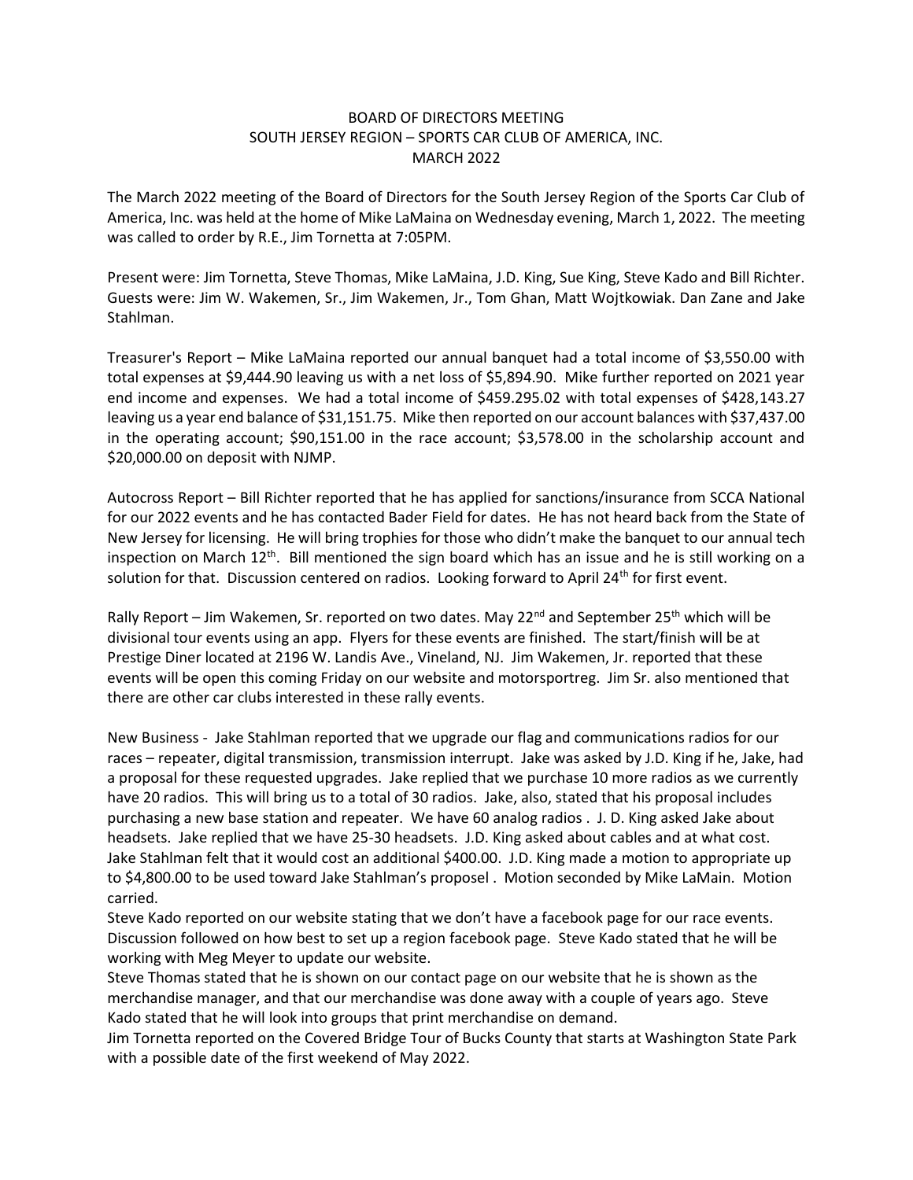BOARD OF DIRECTORS MEETING
SOUTH JERSEY REGION – SPORTS CAR CLUB OF AMERICA, INC.
MARCH 2022

The March 2022 meeting of the Board of Directors for the South Jersey Region of the Sports Car Club of America, Inc. was held at the home of Mike LaMaina on Wednesday evening, March 1, 2022. The meeting was called to order by R.E., Jim Tornetta at 7:05PM.

Present were: Jim Tornetta, Steve Thomas, Mike LaMaina, J.D. King, Sue King, Steve Kado and Bill Richter. Guests were: Jim W. Wakemen, Sr., Jim Wakemen, Jr., Tom Ghan, Matt Wojtkowiak. Dan Zane and Jake Stahlman.

Treasurer's Report – Mike LaMaina reported our annual banquet had a total income of $3,550.00 with total expenses at $9,444.90 leaving us with a net loss of $5,894.90. Mike further reported on 2021 year end income and expenses. We had a total income of $459.295.02 with total expenses of $428,143.27 leaving us a year end balance of $31,151.75. Mike then reported on our account balances with $37,437.00 in the operating account; $90,151.00 in the race account; $3,578.00 in the scholarship account and $20,000.00 on deposit with NJMP.

Autocross Report – Bill Richter reported that he has applied for sanctions/insurance from SCCA National for our 2022 events and he has contacted Bader Field for dates. He has not heard back from the State of New Jersey for licensing. He will bring trophies for those who didn't make the banquet to our annual tech inspection on March 12th. Bill mentioned the sign board which has an issue and he is still working on a solution for that. Discussion centered on radios. Looking forward to April 24th for first event.

Rally Report – Jim Wakemen, Sr. reported on two dates. May 22nd and September 25th which will be divisional tour events using an app. Flyers for these events are finished. The start/finish will be at Prestige Diner located at 2196 W. Landis Ave., Vineland, NJ. Jim Wakemen, Jr. reported that these events will be open this coming Friday on our website and motorsportreg. Jim Sr. also mentioned that there are other car clubs interested in these rally events.

New Business - Jake Stahlman reported that we upgrade our flag and communications radios for our races – repeater, digital transmission, transmission interrupt. Jake was asked by J.D. King if he, Jake, had a proposal for these requested upgrades. Jake replied that we purchase 10 more radios as we currently have 20 radios. This will bring us to a total of 30 radios. Jake, also, stated that his proposal includes purchasing a new base station and repeater. We have 60 analog radios . J. D. King asked Jake about headsets. Jake replied that we have 25-30 headsets. J.D. King asked about cables and at what cost. Jake Stahlman felt that it would cost an additional $400.00. J.D. King made a motion to appropriate up to $4,800.00 to be used toward Jake Stahlman's proposel . Motion seconded by Mike LaMain. Motion carried.

Steve Kado reported on our website stating that we don't have a facebook page for our race events. Discussion followed on how best to set up a region facebook page. Steve Kado stated that he will be working with Meg Meyer to update our website.

Steve Thomas stated that he is shown on our contact page on our website that he is shown as the merchandise manager, and that our merchandise was done away with a couple of years ago. Steve Kado stated that he will look into groups that print merchandise on demand.

Jim Tornetta reported on the Covered Bridge Tour of Bucks County that starts at Washington State Park with a possible date of the first weekend of May 2022.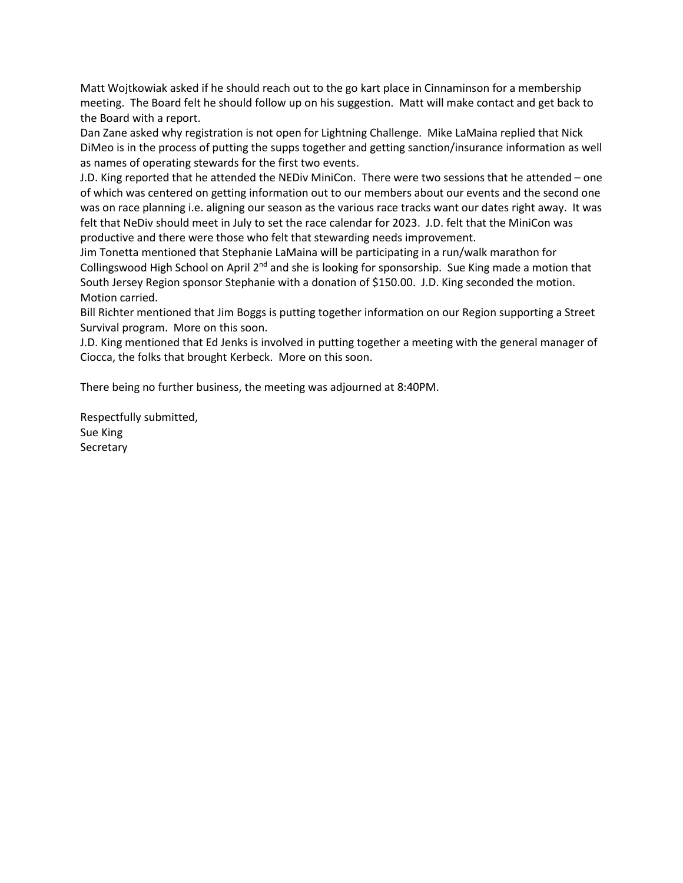Matt Wojtkowiak asked if he should reach out to the go kart place in Cinnaminson for a membership meeting. The Board felt he should follow up on his suggestion. Matt will make contact and get back to the Board with a report.

Dan Zane asked why registration is not open for Lightning Challenge. Mike LaMaina replied that Nick DiMeo is in the process of putting the supps together and getting sanction/insurance information as well as names of operating stewards for the first two events.

J.D. King reported that he attended the NEDiv MiniCon. There were two sessions that he attended – one of which was centered on getting information out to our members about our events and the second one was on race planning i.e. aligning our season as the various race tracks want our dates right away. It was felt that NeDiv should meet in July to set the race calendar for 2023. J.D. felt that the MiniCon was productive and there were those who felt that stewarding needs improvement.

Jim Tonetta mentioned that Stephanie LaMaina will be participating in a run/walk marathon for Collingswood High School on April 2nd and she is looking for sponsorship. Sue King made a motion that South Jersey Region sponsor Stephanie with a donation of $150.00. J.D. King seconded the motion. Motion carried.

Bill Richter mentioned that Jim Boggs is putting together information on our Region supporting a Street Survival program. More on this soon.

J.D. King mentioned that Ed Jenks is involved in putting together a meeting with the general manager of Ciocca, the folks that brought Kerbeck. More on this soon.

There being no further business, the meeting was adjourned at 8:40PM.

Respectfully submitted,
Sue King
Secretary